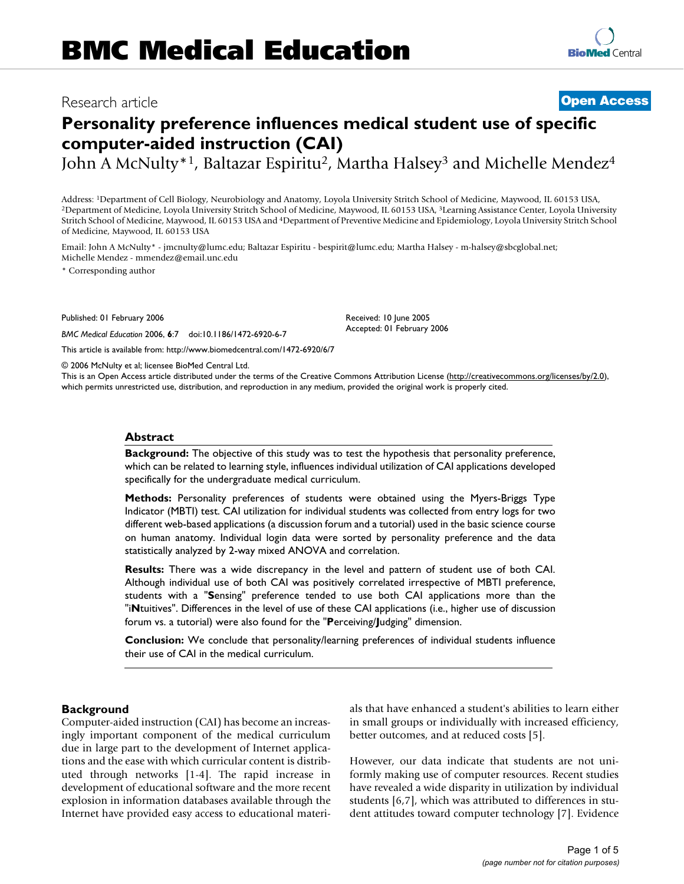BMC Medical Education

Research article

Open Access

# Personality preference influences medical student use of specific computer-aided instruction (CAI)

John A McNulty*[1], Baltazar Espiritu[2], Martha Halsey[3] and Michelle Mendez[4]

Address: [1]Department of Cell Biology, Neurobiology and Anatomy, Loyola University Stritch School of Medicine, Maywood, IL 60153 USA, [2]Department of Medicine, Loyola University Stritch School of Medicine, Maywood, IL 60153 USA, [3]Learning Assistance Center, Loyola University Stritch School of Medicine, Maywood, IL 60153 USA and [4]Department of Preventive Medicine and Epidemiology, Loyola University Stritch School of Medicine, Maywood, IL 60153 USA

Email: John A McNulty* - jmcnulty@lumc.edu; Baltazar Espiritu - bespirit@lumc.edu; Martha Halsey - m-halsey@sbcglobal.net; Michelle Mendez - mmendez@email.unc.edu

* Corresponding author

Published: 01 February 2006

*BMC Medical Education* 2006, **6**:7 doi:10.1186/1472-6920-6-7

Received: 10 June 2005
Accepted: 01 February 2006

This article is available from: http://www.biomedcentral.com/1472-6920/6/7

© 2006 McNulty et al; licensee BioMed Central Ltd.
This is an Open Access article distributed under the terms of the Creative Commons Attribution License (http://creativecommons.org/licenses/by/2.0), which permits unrestricted use, distribution, and reproduction in any medium, provided the original work is properly cited.

## Abstract

**Background:** The objective of this study was to test the hypothesis that personality preference, which can be related to learning style, influences individual utilization of CAI applications developed specifically for the undergraduate medical curriculum.

**Methods:** Personality preferences of students were obtained using the Myers-Briggs Type Indicator (MBTI) test. CAI utilization for individual students was collected from entry logs for two different web-based applications (a discussion forum and a tutorial) used in the basic science course on human anatomy. Individual login data were sorted by personality preference and the data statistically analyzed by 2-way mixed ANOVA and correlation.

**Results:** There was a wide discrepancy in the level and pattern of student use of both CAI. Although individual use of both CAI was positively correlated irrespective of MBTI preference, students with a "**S**ensing" preference tended to use both CAI applications more than the "i**N**tuitives". Differences in the level of use of these CAI applications (i.e., higher use of discussion forum vs. a tutorial) were also found for the "**P**erceiving/**J**udging" dimension.

**Conclusion:** We conclude that personality/learning preferences of individual students influence their use of CAI in the medical curriculum.

## Background

Computer-aided instruction (CAI) has become an increasingly important component of the medical curriculum due in large part to the development of Internet applications and the ease with which curricular content is distributed through networks [1-4]. The rapid increase in development of educational software and the more recent explosion in information databases available through the Internet have provided easy access to educational materials that have enhanced a student's abilities to learn either in small groups or individually with increased efficiency, better outcomes, and at reduced costs [5].

However, our data indicate that students are not uniformly making use of computer resources. Recent studies have revealed a wide disparity in utilization by individual students [6,7], which was attributed to differences in student attitudes toward computer technology [7]. Evidence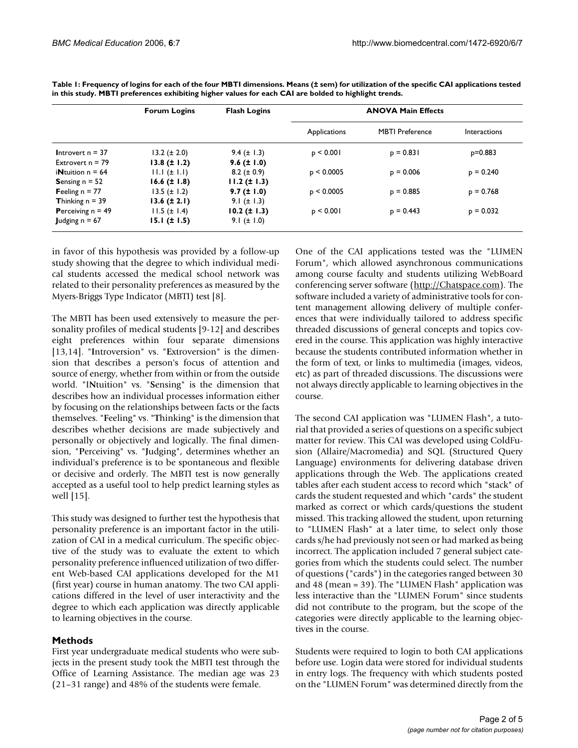**Table 1: Frequency of logins for each of the four MBTI dimensions. Means (± sem) for utilization of the specific CAI applications tested in this study. MBTI preferences exhibiting higher values for each CAI are bolded to highlight trends.**

| | Forum Logins | Flash Logins | ANOVA Main Effects | | |
|---|---|---|---|---|---|
| | | | Applications | MBTI Preference | Interactions |
| **I**ntrovert n = 37 | 13.2 (± 2.0) | 9.4 (± 1.3) | $p < 0.001$ | $p = 0.831$ | $p=0.883$ |
| **E**xtrovert n = 79 | **13.8 (± 1.2)** | **9.6 (± 1.0)** | | | |
| i**N**tuition n = 64 | 11.1 (± 1.1) | 8.2 (± 0.9) | $p < 0.0005$ | $p = 0.006$ | $p = 0.240$ |
| **S**ensing n = 52 | **16.6 (± 1.8)** | **11.2 (± 1.3)** | | | |
| **F**eeling n = 77 | 13.5 (± 1.2) | **9.7 (± 1.0)** | $p < 0.0005$ | $p = 0.885$ | $p = 0.768$ |
| **T**hinking n = 39 | **13.6 (± 2.1)** | 9.1 (± 1.3) | | | |
| **P**erceiving n = 49 | 11.5 (± 1.4) | **10.2 (± 1.3)** | $p < 0.001$ | $p = 0.443$ | $p = 0.032$ |
| **J**udging n = 67 | **15.1 (± 1.5)** | 9.1 (± 1.0) | | | |

in favor of this hypothesis was provided by a follow-up study showing that the degree to which individual medical students accessed the medical school network was related to their personality preferences as measured by the Myers-Briggs Type Indicator (MBTI) test [8].

The MBTI has been used extensively to measure the personality profiles of medical students [9-12] and describes eight preferences within four separate dimensions [13,14]. "**I**ntroversion" vs. "**E**xtroversion" is the dimension that describes a person's focus of attention and source of energy, whether from within or from the outside world. "I**N**tuition" vs. "**S**ensing" is the dimension that describes how an individual processes information either by focusing on the relationships between facts or the facts themselves. "**F**eeling" vs. "**T**hinking" is the dimension that describes whether decisions are made subjectively and personally or objectively and logically. The final dimension, "**P**erceiving" vs. "**J**udging", determines whether an individual's preference is to be spontaneous and flexible or decisive and orderly. The MBTI test is now generally accepted as a useful tool to help predict learning styles as well [15].

This study was designed to further test the hypothesis that personality preference is an important factor in the utilization of CAI in a medical curriculum. The specific objective of the study was to evaluate the extent to which personality preference influenced utilization of two different Web-based CAI applications developed for the M1 (first year) course in human anatomy. The two CAI applications differed in the level of user interactivity and the degree to which each application was directly applicable to learning objectives in the course.

## Methods

First year undergraduate medical students who were subjects in the present study took the MBTI test through the Office of Learning Assistance. The median age was 23 (21–31 range) and 48% of the students were female.

One of the CAI applications tested was the "LUMEN Forum", which allowed asynchronous communications among course faculty and students utilizing WebBoard conferencing server software (http://Chatspace.com). The software included a variety of administrative tools for content management allowing delivery of multiple conferences that were individually tailored to address specific threaded discussions of general concepts and topics covered in the course. This application was highly interactive because the students contributed information whether in the form of text, or links to multimedia (images, videos, etc) as part of threaded discussions. The discussions were not always directly applicable to learning objectives in the course.

The second CAI application was "LUMEN Flash", a tutorial that provided a series of questions on a specific subject matter for review. This CAI was developed using ColdFusion (Allaire/Macromedia) and SQL (Structured Query Language) environments for delivering database driven applications through the Web. The applications created tables after each student access to record which "stack" of cards the student requested and which "cards" the student marked as correct or which cards/questions the student missed. This tracking allowed the student, upon returning to "LUMEN Flash" at a later time, to select only those cards s/he had previously not seen or had marked as being incorrect. The application included 7 general subject categories from which the students could select. The number of questions ("cards") in the categories ranged between 30 and 48 (mean = 39). The "LUMEN Flash" application was less interactive than the "LUMEN Forum" since students did not contribute to the program, but the scope of the categories were directly applicable to the learning objectives in the course.

Students were required to login to both CAI applications before use. Login data were stored for individual students in entry logs. The frequency with which students posted on the "LUMEN Forum" was determined directly from the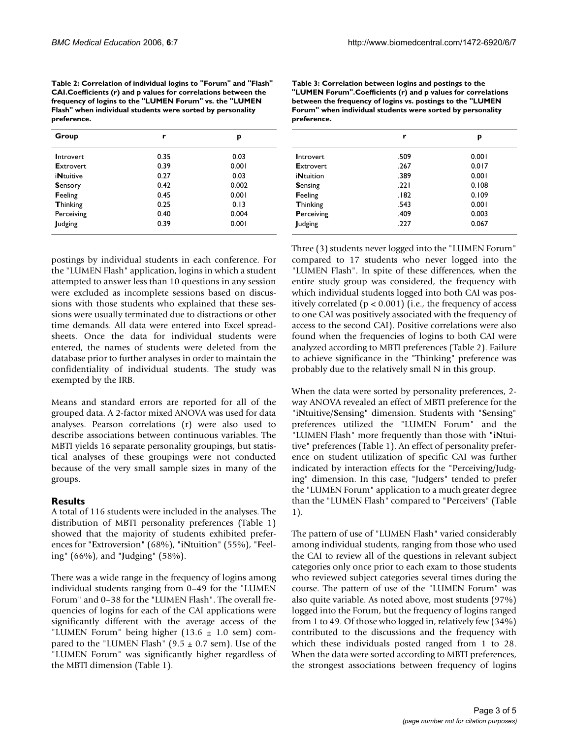**Table 2: Correlation of individual logins to "Forum" and "Flash" CAI.Coefficients (r) and p values for correlations between the frequency of logins to the "LUMEN Forum" vs. the "LUMEN Flash" when individual students were sorted by personality preference.**

| Group | r | p |
|---|---|---|
| **I**ntrovert | 0.35 | 0.03 |
| **E**xtrovert | 0.39 | 0.001 |
| i**N**tuitive | 0.27 | 0.03 |
| **S**ensory | 0.42 | 0.002 |
| **F**eeling | 0.45 | 0.001 |
| **T**hinking | 0.25 | 0.13 |
| Perceiving | 0.40 | 0.004 |
| **J**udging | 0.39 | 0.001 |

**Table 3: Correlation between logins and postings to the "LUMEN Forum".Coefficients (r) and p values for correlations between the frequency of logins vs. postings to the "LUMEN Forum" when individual students were sorted by personality preference.**

| | r | p |
|---|---|---|
| **I**ntrovert | .509 | 0.001 |
| **E**xtrovert | .267 | 0.017 |
| i**N**tuition | .389 | 0.001 |
| **S**ensing | .221 | 0.108 |
| **F**eeling | .182 | 0.109 |
| **T**hinking | .543 | 0.001 |
| **P**erceiving | .409 | 0.003 |
| **J**udging | .227 | 0.067 |

postings by individual students in each conference. For the "LUMEN Flash" application, logins in which a student attempted to answer less than 10 questions in any session were excluded as incomplete sessions based on discussions with those students who explained that these sessions were usually terminated due to distractions or other time demands. All data were entered into Excel spreadsheets. Once the data for individual students were entered, the names of students were deleted from the database prior to further analyses in order to maintain the confidentiality of individual students. The study was exempted by the IRB.

Means and standard errors are reported for all of the grouped data. A 2-factor mixed ANOVA was used for data analyses. Pearson correlations (r) were also used to describe associations between continuous variables. The MBTI yields 16 separate personality groupings, but statistical analyses of these groupings were not conducted because of the very small sample sizes in many of the groups.

## Results

A total of 116 students were included in the analyses. The distribution of MBTI personality preferences (Table 1) showed that the majority of students exhibited preferences for "**E**xtroversion" (68%), "i**N**tuition" (55%), "**F**eeling" (66%), and "**J**udging" (58%).

There was a wide range in the frequency of logins among individual students ranging from 0–49 for the "LUMEN Forum" and 0–38 for the "LUMEN Flash". The overall frequencies of logins for each of the CAI applications were significantly different with the average access of the "LUMEN Forum" being higher ($13.6 \pm 1.0$ sem) compared to the "LUMEN Flash" ($9.5 \pm 0.7$ sem). Use of the "LUMEN Forum" was significantly higher regardless of the MBTI dimension (Table 1).

Three (3) students never logged into the "LUMEN Forum" compared to 17 students who never logged into the "LUMEN Flash". In spite of these differences, when the entire study group was considered, the frequency with which individual students logged into both CAI was positively correlated ($p < 0.001$) (i.e., the frequency of access to one CAI was positively associated with the frequency of access to the second CAI). Positive correlations were also found when the frequencies of logins to both CAI were analyzed according to MBTI preferences (Table 2). Failure to achieve significance in the "Thinking" preference was probably due to the relatively small N in this group.

When the data were sorted by personality preferences, 2-way ANOVA revealed an effect of MBTI preference for the "i**N**tuitive/**S**ensing" dimension. Students with "**S**ensing" preferences utilized the "LUMEN Forum" and the "LUMEN Flash" more frequently than those with "i**N**tuitive" preferences (Table 1). An effect of personality preference on student utilization of specific CAI was further indicated by interaction effects for the "Perceiving/Judging" dimension. In this case, "Judgers" tended to prefer the "LUMEN Forum" application to a much greater degree than the "LUMEN Flash" compared to "**P**erceivers" (Table 1).

The pattern of use of "LUMEN Flash" varied considerably among individual students, ranging from those who used the CAI to review all of the questions in relevant subject categories only once prior to each exam to those students who reviewed subject categories several times during the course. The pattern of use of the "LUMEN Forum" was also quite variable. As noted above, most students (97%) logged into the Forum, but the frequency of logins ranged from 1 to 49. Of those who logged in, relatively few (34%) contributed to the discussions and the frequency with which these individuals posted ranged from 1 to 28. When the data were sorted according to MBTI preferences, the strongest associations between frequency of logins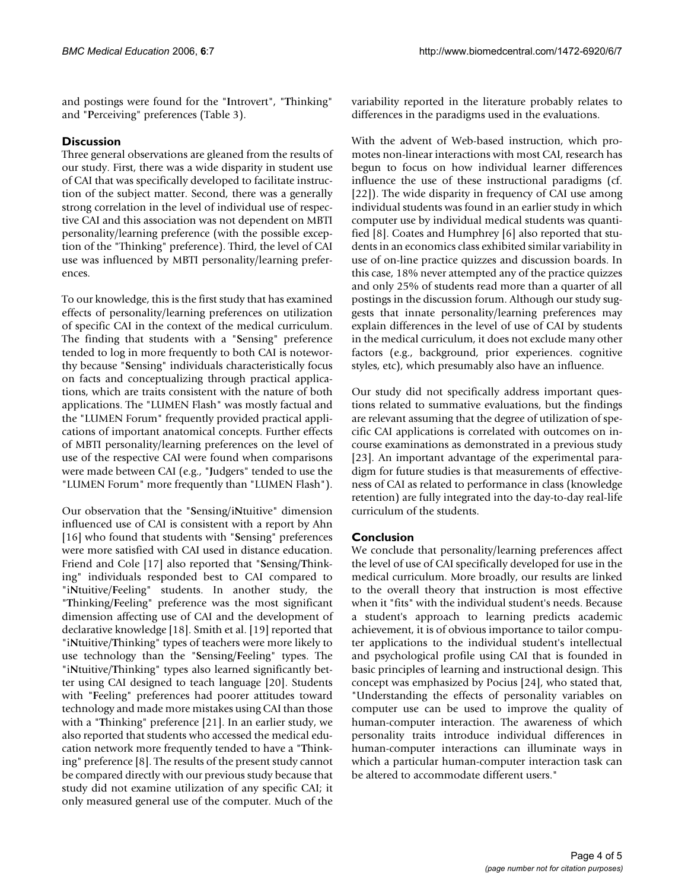and postings were found for the "**I**ntrovert", "**T**hinking" and "**P**erceiving" preferences (Table 3).

## Discussion

Three general observations are gleaned from the results of our study. First, there was a wide disparity in student use of CAI that was specifically developed to facilitate instruction of the subject matter. Second, there was a generally strong correlation in the level of individual use of respective CAI and this association was not dependent on MBTI personality/learning preference (with the possible exception of the "Thinking" preference). Third, the level of CAI use was influenced by MBTI personality/learning preferences.

To our knowledge, this is the first study that has examined effects of personality/learning preferences on utilization of specific CAI in the context of the medical curriculum. The finding that students with a "**S**ensing" preference tended to log in more frequently to both CAI is noteworthy because "**S**ensing" individuals characteristically focus on facts and conceptualizing through practical applications, which are traits consistent with the nature of both applications. The "LUMEN Flash" was mostly factual and the "LUMEN Forum" frequently provided practical applications of important anatomical concepts. Further effects of MBTI personality/learning preferences on the level of use of the respective CAI were found when comparisons were made between CAI (e.g., "**J**udgers" tended to use the "LUMEN Forum" more frequently than "LUMEN Flash").

Our observation that the "**S**ensing/i**N**tuitive" dimension influenced use of CAI is consistent with a report by Ahn [16] who found that students with "**S**ensing" preferences were more satisfied with CAI used in distance education. Friend and Cole [17] also reported that "**S**ensing/**T**hinking" individuals responded best to CAI compared to "i**N**tuitive/**F**eeling" students. In another study, the "**T**hinking/**F**eeling" preference was the most significant dimension affecting use of CAI and the development of declarative knowledge [18]. Smith et al. [19] reported that "i**N**tuitive/**T**hinking" types of teachers were more likely to use technology than the "**S**ensing/**F**eeling" types. The "i**N**tuitive/**T**hinking" types also learned significantly better using CAI designed to teach language [20]. Students with "**F**eeling" preferences had poorer attitudes toward technology and made more mistakes using CAI than those with a "**T**hinking" preference [21]. In an earlier study, we also reported that students who accessed the medical education network more frequently tended to have a "**T**hinking" preference [8]. The results of the present study cannot be compared directly with our previous study because that study did not examine utilization of any specific CAI; it only measured general use of the computer. Much of the variability reported in the literature probably relates to differences in the paradigms used in the evaluations.

With the advent of Web-based instruction, which promotes non-linear interactions with most CAI, research has begun to focus on how individual learner differences influence the use of these instructional paradigms (cf. [22]). The wide disparity in frequency of CAI use among individual students was found in an earlier study in which computer use by individual medical students was quantified [8]. Coates and Humphrey [6] also reported that students in an economics class exhibited similar variability in use of on-line practice quizzes and discussion boards. In this case, 18% never attempted any of the practice quizzes and only 25% of students read more than a quarter of all postings in the discussion forum. Although our study suggests that innate personality/learning preferences may explain differences in the level of use of CAI by students in the medical curriculum, it does not exclude many other factors (e.g., background, prior experiences. cognitive styles, etc), which presumably also have an influence.

Our study did not specifically address important questions related to summative evaluations, but the findings are relevant assuming that the degree of utilization of specific CAI applications is correlated with outcomes on in-course examinations as demonstrated in a previous study [23]. An important advantage of the experimental paradigm for future studies is that measurements of effectiveness of CAI as related to performance in class (knowledge retention) are fully integrated into the day-to-day real-life curriculum of the students.

## Conclusion

We conclude that personality/learning preferences affect the level of use of CAI specifically developed for use in the medical curriculum. More broadly, our results are linked to the overall theory that instruction is most effective when it "fits" with the individual student's needs. Because a student's approach to learning predicts academic achievement, it is of obvious importance to tailor computer applications to the individual student's intellectual and psychological profile using CAI that is founded in basic principles of learning and instructional design. This concept was emphasized by Pocius [24], who stated that, "Understanding the effects of personality variables on computer use can be used to improve the quality of human-computer interaction. The awareness of which personality traits introduce individual differences in human-computer interactions can illuminate ways in which a particular human-computer interaction task can be altered to accommodate different users."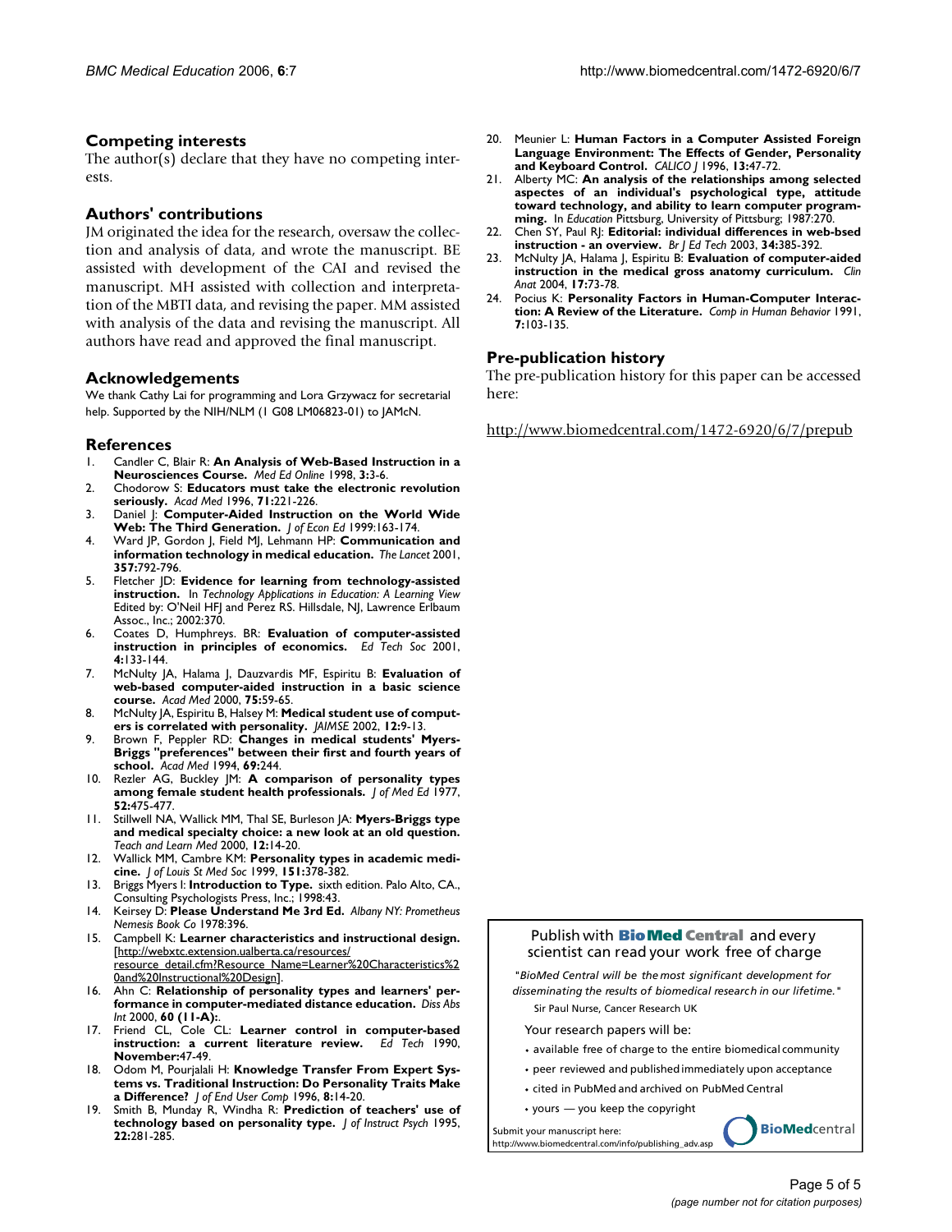## Competing interests

The author(s) declare that they have no competing interests.

## Authors' contributions

JM originated the idea for the research, oversaw the collection and analysis of data, and wrote the manuscript. BE assisted with development of the CAI and revised the manuscript. MH assisted with collection and interpretation of the MBTI data, and revising the paper. MM assisted with analysis of the data and revising the manuscript. All authors have read and approved the final manuscript.

## Acknowledgements

We thank Cathy Lai for programming and Lora Grzywacz for secretarial help. Supported by the NIH/NLM (1 G08 LM06823-01) to JAMcN.

## References

1. Candler C, Blair R: **An Analysis of Web-Based Instruction in a Neurosciences Course.** *Med Ed Online* 1998, **3:**3-6.
2. Chodorow S: **Educators must take the electronic revolution seriously.** *Acad Med* 1996, **71:**221-226.
3. Daniel J: **Computer-Aided Instruction on the World Wide Web: The Third Generation.** *J of Econ Ed* 1999:163-174.
4. Ward JP, Gordon J, Field MJ, Lehmann HP: **Communication and information technology in medical education.** *The Lancet* 2001, **357:**792-796.
5. Fletcher JD: **Evidence for learning from technology-assisted instruction.** In *Technology Applications in Education: A Learning View* Edited by: O'Neil HFJ and Perez RS. Hillsdale, NJ, Lawrence Erlbaum Assoc., Inc.; 2002:370.
6. Coates D, Humphreys. BR: **Evaluation of computer-assisted instruction in principles of economics.** *Ed Tech Soc* 2001, **4:**133-144.
7. McNulty JA, Halama J, Dauzvardis MF, Espiritu B: **Evaluation of web-based computer-aided instruction in a basic science course.** *Acad Med* 2000, **75:**59-65.
8. McNulty JA, Espiritu B, Halsey M: **Medical student use of computers is correlated with personality.** *JAIMSE* 2002, **12:**9-13.
9. Brown F, Peppler RD: **Changes in medical students' Myers-Briggs "preferences" between their first and fourth years of school.** *Acad Med* 1994, **69:**244.
10. Rezler AG, Buckley JM: **A comparison of personality types among female student health professionals.** *J of Med Ed* 1977, **52:**475-477.
11. Stillwell NA, Wallick MM, Thal SE, Burleson JA: **Myers-Briggs type and medical specialty choice: a new look at an old question.** *Teach and Learn Med* 2000, **12:**14-20.
12. Wallick MM, Cambre KM: **Personality types in academic medicine.** *J of Louis St Med Soc* 1999, **151:**378-382.
13. Briggs Myers I: **Introduction to Type.** sixth edition. Palo Alto, CA., Consulting Psychologists Press, Inc.; 1998:43.
14. Keirsey D: **Please Understand Me 3rd Ed.** *Albany NY: Prometheus Nemesis Book Co* 1978:396.
15. Campbell K: **Learner characteristics and instructional design.** [http://webxtc.extension.ualberta.ca/resources/resource_detail.cfm?Resource_Name=Learner%20Characteristics%20and%20Instructional%20Design].
16. Ahn C: **Relationship of personality types and learners' performance in computer-mediated distance education.** *Diss Abs Int* 2000, **60 (11-A):**.
17. Friend CL, Cole CL: **Learner control in computer-based instruction: a current literature review.** *Ed Tech* 1990, **November:**47-49.
18. Odom M, Pourjalali H: **Knowledge Transfer From Expert Systems vs. Traditional Instruction: Do Personality Traits Make a Difference?** *J of End User Comp* 1996, **8:**14-20.
19. Smith B, Munday R, Windha R: **Prediction of teachers' use of technology based on personality type.** *J of Instruct Psych* 1995, **22:**281-285.
20. Meunier L: **Human Factors in a Computer Assisted Foreign Language Environment: The Effects of Gender, Personality and Keyboard Control.** *CALICO J* 1996, **13:**47-72.
21. Alberty MC: **An analysis of the relationships among selected aspectes of an individual's psychological type, attitude toward technology, and ability to learn computer programming.** In *Education* Pittsburg, University of Pittsburg; 1987:270.
22. Chen SY, Paul RJ: **Editorial: individual differences in web-bsed instruction - an overview.** *Br J Ed Tech* 2003, **34:**385-392.
23. McNulty JA, Halama J, Espiritu B: **Evaluation of computer-aided instruction in the medical gross anatomy curriculum.** *Clin Anat* 2004, **17:**73-78.
24. Pocius K: **Personality Factors in Human-Computer Interaction: A Review of the Literature.** *Comp in Human Behavior* 1991, **7:**103-135.

## Pre-publication history

The pre-publication history for this paper can be accessed here:

http://www.biomedcentral.com/1472-6920/6/7/prepub

Publish with **BioMed Central** and every scientist can read your work free of charge

*"BioMed Central will be the most significant development for disseminating the results of biomedical research in our lifetime."*

Sir Paul Nurse, Cancer Research UK

Your research papers will be:

- available free of charge to the entire biomedical community
- peer reviewed and published immediately upon acceptance
- cited in PubMed and archived on PubMed Central
- yours — you keep the copyright

Submit your manuscript here:
http://www.biomedcentral.com/info/publishing_adv.asp

**BioMed**central